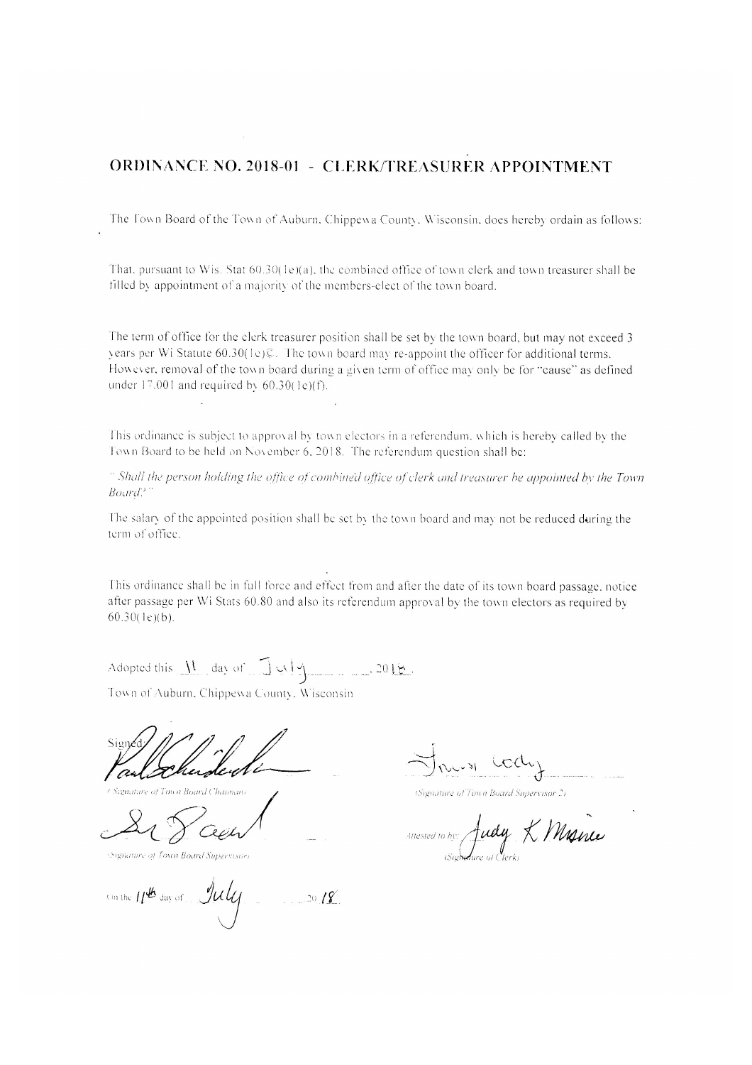# ORDINANCE NO. 2018-01 - CLERK/TREASURER APPOINTMENT

The Town Board of the Town of Auburn, Chippewa County, Wisconsin, does hereby ordain as follows:

That, pursuant to Wis. Stat 60.30(1e)(a), the combined office of town clerk and town treasurer shall be filled by appointment of a majority of the members-elect of the town board.

The term of office for the clerk treasurer position shall be set by the town board, but may not exceed 3 years per Wi Statute 60.30(1e)©. The town board may re-appoint the officer for additional terms. However, removal of the town board during a given term of office may only be for "cause" as defined under 17.001 and required by 60.30(1e)(f).

This ordinance is subject to approval by town electors in a referendum, which is hereby called by the Town Board to be held on November 6, 2018. The referendum question shall be:

*" Shall the person holding the office of combined office of clerk and treasurer be appointed by the Town Board? "*

The salary of the appointed position shall be set by the town board and may not be reduced during the term of office.

This ordinance shall be in full force and effect from and after the date of its town board passage, notice after passage per Wi Stats 60.80 and also its referendum approval by the town electors as required by 60.30(1e)(b).

Adopted this 11 day of July, 2018.

Town of Auburn, Chippewa County, Wisconsin

Signed: Paul Schindler
(Signature of Town Board Chairman)

(Signature of Town Board Supervisor 2)

(Signature of Town Board Supervisor)

Attested to by: Judy K Mason
(Signature of Clerk)

On the 11th day of July, 2018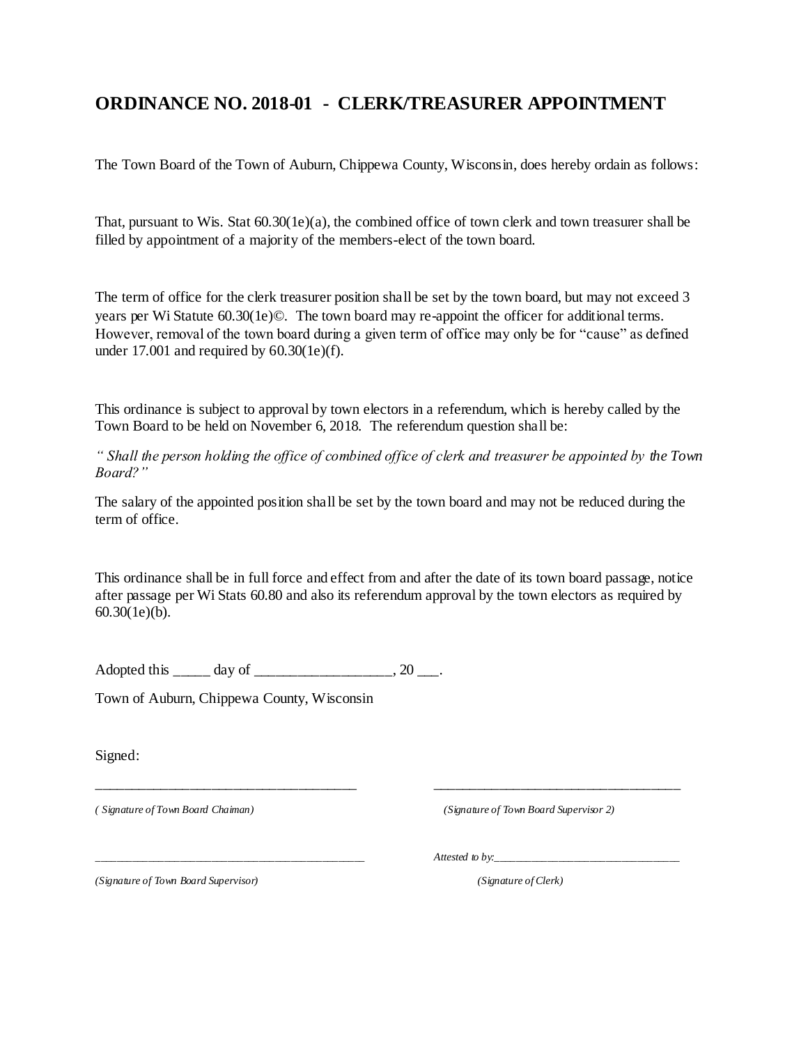## ORDINANCE NO. 2018-01 - CLERK/TREASURER APPOINTMENT

The Town Board of the Town of Auburn, Chippewa County, Wisconsin, does hereby ordain as follows:

That, pursuant to Wis. Stat 60.30(1e)(a), the combined office of town clerk and town treasurer shall be filled by appointment of a majority of the members-elect of the town board.

The term of office for the clerk treasurer position shall be set by the town board, but may not exceed 3 years per Wi Statute 60.30(1e)©. The town board may re-appoint the officer for additional terms. However, removal of the town board during a given term of office may only be for "cause" as defined under 17.001 and required by 60.30(1e)(f).

This ordinance is subject to approval by town electors in a referendum, which is hereby called by the Town Board to be held on November 6, 2018. The referendum question shall be:

*" Shall the person holding the office of combined office of clerk and treasurer be appointed by the Town Board?"*

The salary of the appointed position shall be set by the town board and may not be reduced during the term of office.

This ordinance shall be in full force and effect from and after the date of its town board passage, notice after passage per Wi Stats 60.80 and also its referendum approval by the town electors as required by 60.30(1e)(b).

Adopted this _____ day of ___________________, 20 ___.

Town of Auburn, Chippewa County, Wisconsin

Signed:

_____________________________________

*( Signature of Town Board Chaiman)*

_____________________________________

*(Signature of Town Board Supervisor 2)*

_____________________________________

*(Signature of Town Board Supervisor)*

*Attested to by:*_________________________________

*(Signature of Clerk)*